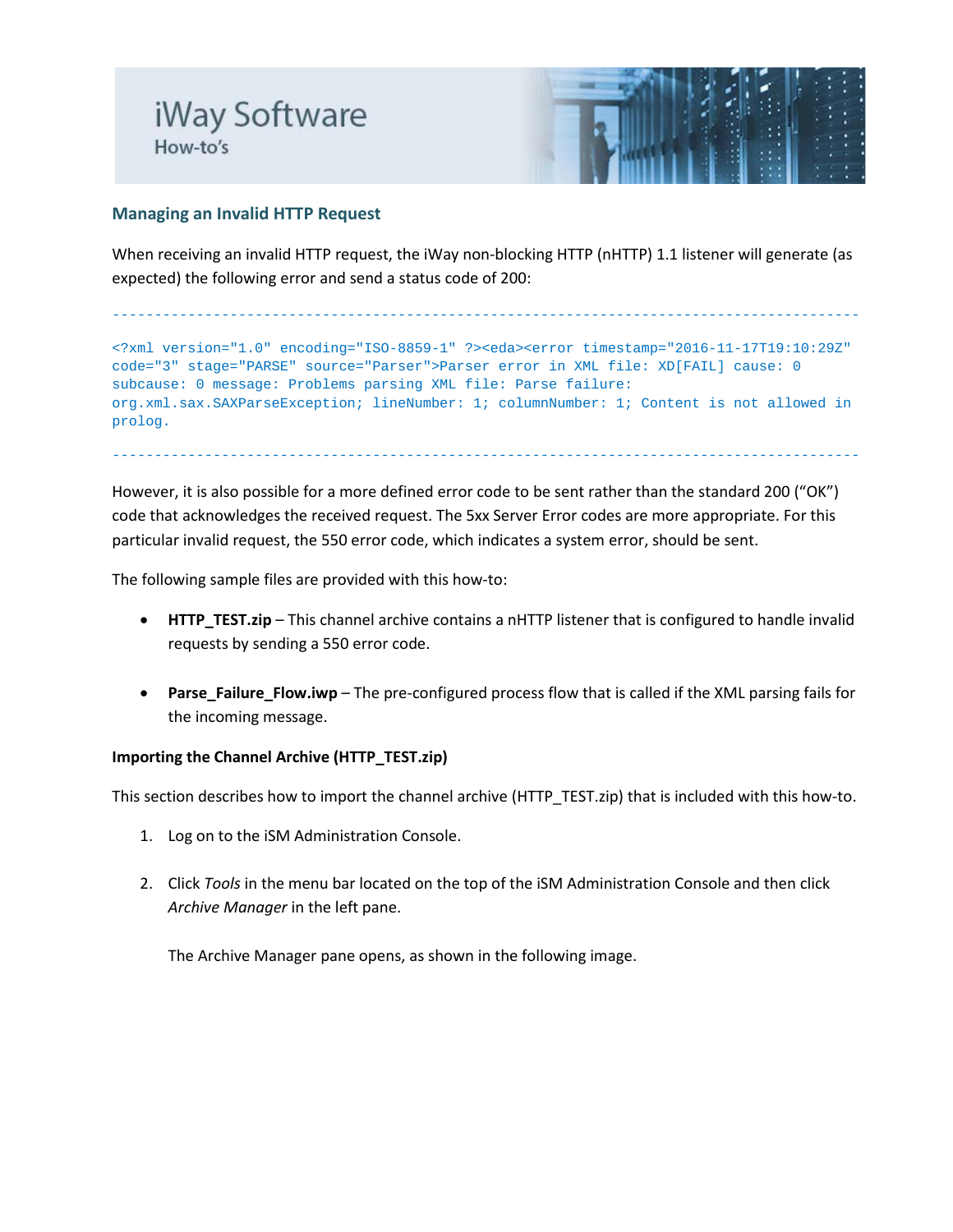# iWay Software

How-to's

## Managing an Invalid HTTP Request

When receiving an invalid HTTP request, the iWay non-blocking HTTP (nHTTP) 1.1 listener will generate (as expected) the following error and send a status code of 200:

```
-------------------------------------------------------------------------------------------

<?xml version="1.0" encoding="ISO-8859-1" ?><eda><error timestamp="2016-11-17T19:10:29Z"
code="3" stage="PARSE" source="Parser">Parser error in XML file: XD[FAIL] cause: 0
subcause: 0 message: Problems parsing XML file: Parse failure:
org.xml.sax.SAXParseException; lineNumber: 1; columnNumber: 1; Content is not allowed in
prolog.

-------------------------------------------------------------------------------------------
```

However, it is also possible for a more defined error code to be sent rather than the standard 200 ("OK") code that acknowledges the received request. The 5xx Server Error codes are more appropriate. For this particular invalid request, the 550 error code, which indicates a system error, should be sent.

The following sample files are provided with this how-to:

- **HTTP_TEST.zip** – This channel archive contains a nHTTP listener that is configured to handle invalid requests by sending a 550 error code.
- **Parse_Failure_Flow.iwp** – The pre-configured process flow that is called if the XML parsing fails for the incoming message.

**Importing the Channel Archive (HTTP_TEST.zip)**

This section describes how to import the channel archive (HTTP_TEST.zip) that is included with this how-to.

1. Log on to the iSM Administration Console.
2. Click *Tools* in the menu bar located on the top of the iSM Administration Console and then click *Archive Manager* in the left pane.

   The Archive Manager pane opens, as shown in the following image.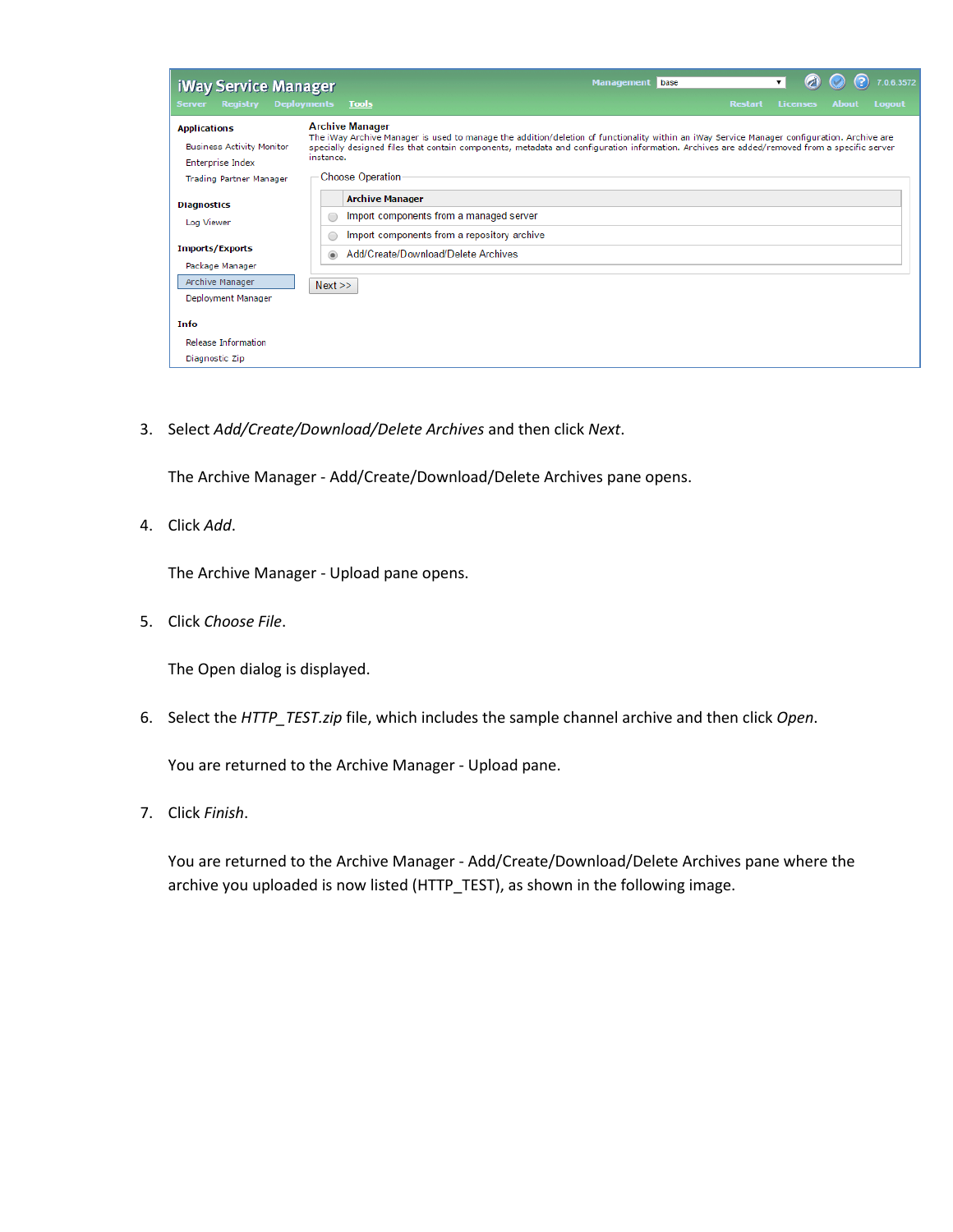3. Select *Add/Create/Download/Delete Archives* and then click *Next*.

   The Archive Manager - Add/Create/Download/Delete Archives pane opens.

4. Click *Add*.

   The Archive Manager - Upload pane opens.

5. Click *Choose File*.

   The Open dialog is displayed.

6. Select the *HTTP_TEST.zip* file, which includes the sample channel archive and then click *Open*.

   You are returned to the Archive Manager - Upload pane.

7. Click *Finish*.

   You are returned to the Archive Manager - Add/Create/Download/Delete Archives pane where the archive you uploaded is now listed (HTTP_TEST), as shown in the following image.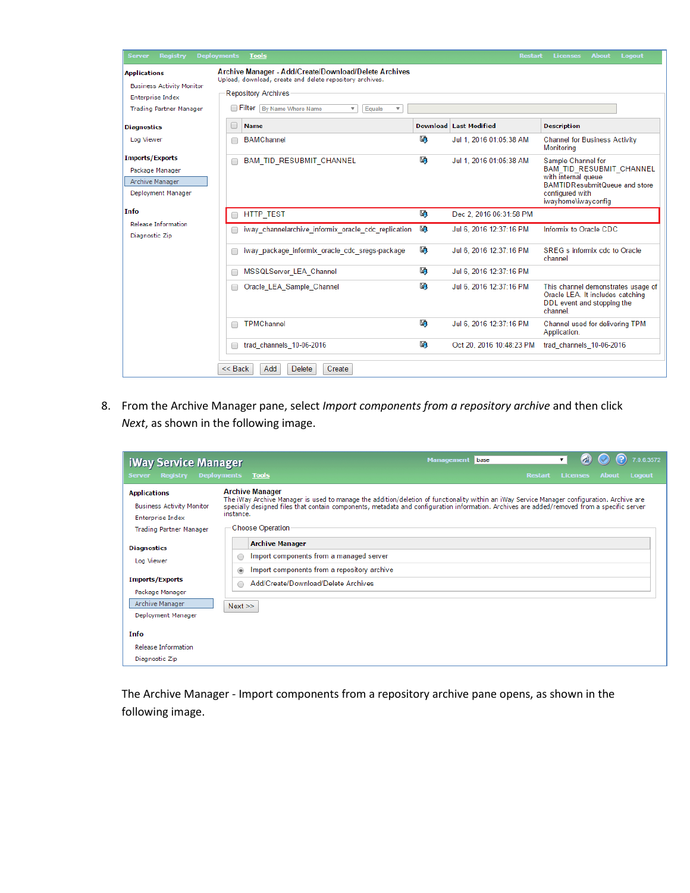8. From the Archive Manager pane, select *Import components from a repository archive* and then click *Next*, as shown in the following image.

The Archive Manager - Import components from a repository archive pane opens, as shown in the following image.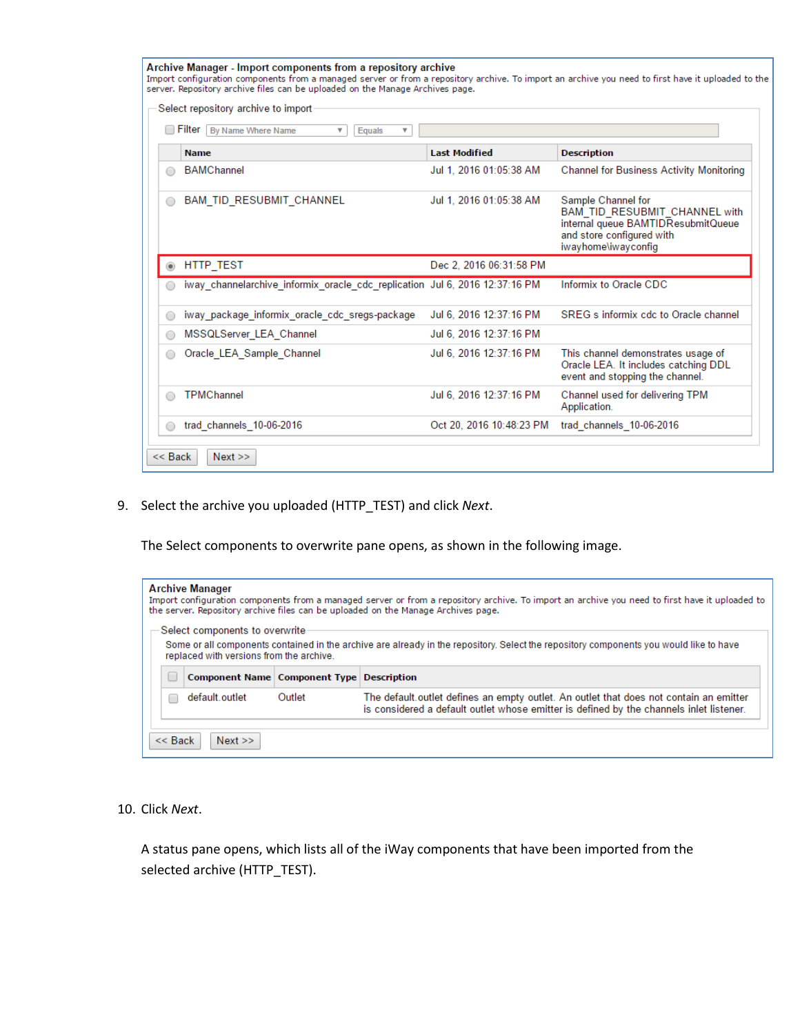**Archive Manager - Import components from a repository archive**

Import configuration components from a managed server or from a repository archive. To import an archive you need to first have it uploaded to the server. Repository archive files can be uploaded on the Manage Archives page.

Select repository archive to import

Filter | By Name Where Name | Equals

| | Name | Last Modified | Description |
|---|---|---|---|
| ○ | BAMChannel | Jul 1, 2016 01:05:38 AM | Channel for Business Activity Monitoring |
| ○ | BAM_TID_RESUBMIT_CHANNEL | Jul 1, 2016 01:05:38 AM | Sample Channel for BAM_TID_RESUBMIT_CHANNEL with internal queue BAMTIDResubmitQueue and store configured with iwayhome\iwayconfig |
| ◉ | HTTP_TEST | Dec 2, 2016 06:31:58 PM | |
| ○ | iway_channelarchive_informix_oracle_cdc_replication | Jul 6, 2016 12:37:16 PM | Informix to Oracle CDC |
| ○ | iway_package_informix_oracle_cdc_sregs-package | Jul 6, 2016 12:37:16 PM | SREG s informix cdc to Oracle channel |
| ○ | MSSQLServer_LEA_Channel | Jul 6, 2016 12:37:16 PM | |
| ○ | Oracle_LEA_Sample_Channel | Jul 6, 2016 12:37:16 PM | This channel demonstrates usage of Oracle LEA. It includes catching DDL event and stopping the channel. |
| ○ | TPMChannel | Jul 6, 2016 12:37:16 PM | Channel used for delivering TPM Application. |
| ○ | trad_channels_10-06-2016 | Oct 20, 2016 10:48:23 PM | trad_channels_10-06-2016 |

<< Back | Next >>

9. Select the archive you uploaded (HTTP_TEST) and click *Next*.

   The Select components to overwrite pane opens, as shown in the following image.

**Archive Manager**

Import configuration components from a managed server or from a repository archive. To import an archive you need to first have it uploaded to the server. Repository archive files can be uploaded on the Manage Archives page.

Select components to overwrite

Some or all components contained in the archive are already in the repository. Select the repository components you would like to have replaced with versions from the archive.

| ☐ | Component Name | Component Type | Description |
|---|---|---|---|
| ☐ | default.outlet | Outlet | The default.outlet defines an empty outlet. An outlet that does not contain an emitter is considered a default outlet whose emitter is defined by the channels inlet listener. |

<< Back | Next >>

10. Click *Next*.

    A status pane opens, which lists all of the iWay components that have been imported from the selected archive (HTTP_TEST).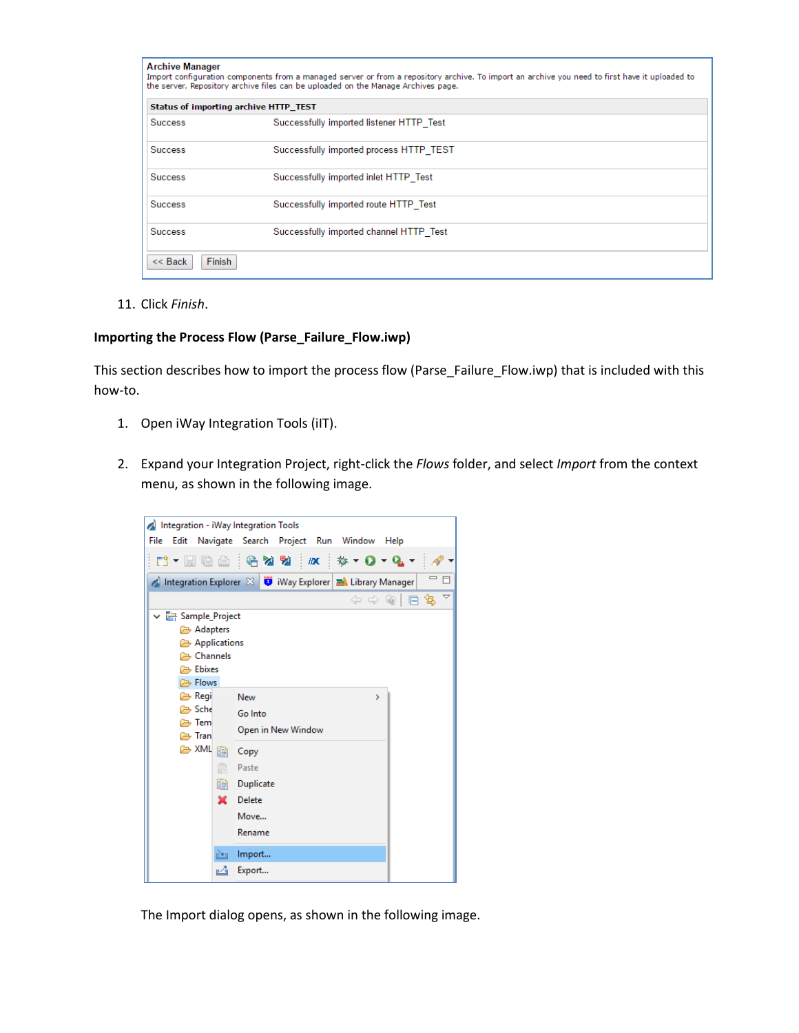11. Click *Finish*.

**Importing the Process Flow (Parse_Failure_Flow.iwp)**

This section describes how to import the process flow (Parse_Failure_Flow.iwp) that is included with this how-to.

1. Open iWay Integration Tools (iIT).

2. Expand your Integration Project, right-click the *Flows* folder, and select *Import* from the context menu, as shown in the following image.

   The Import dialog opens, as shown in the following image.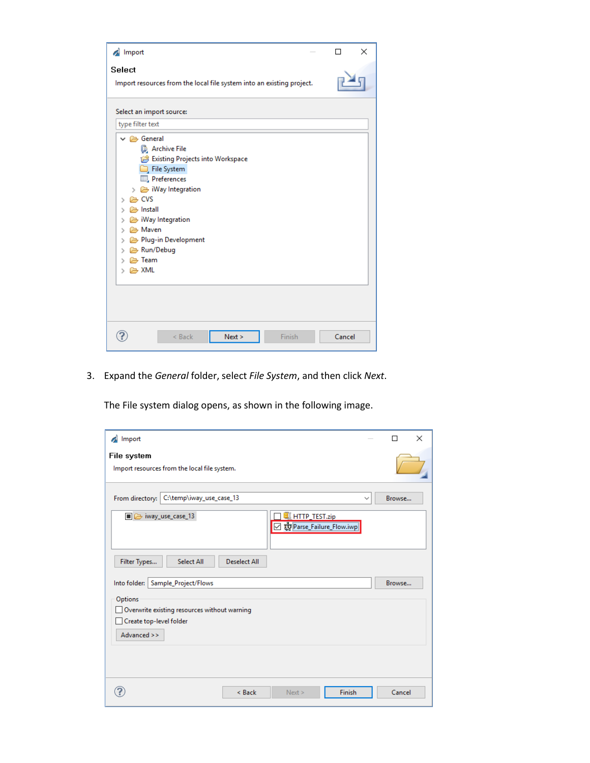3. Expand the *General* folder, select *File System*, and then click *Next*.

   The File system dialog opens, as shown in the following image.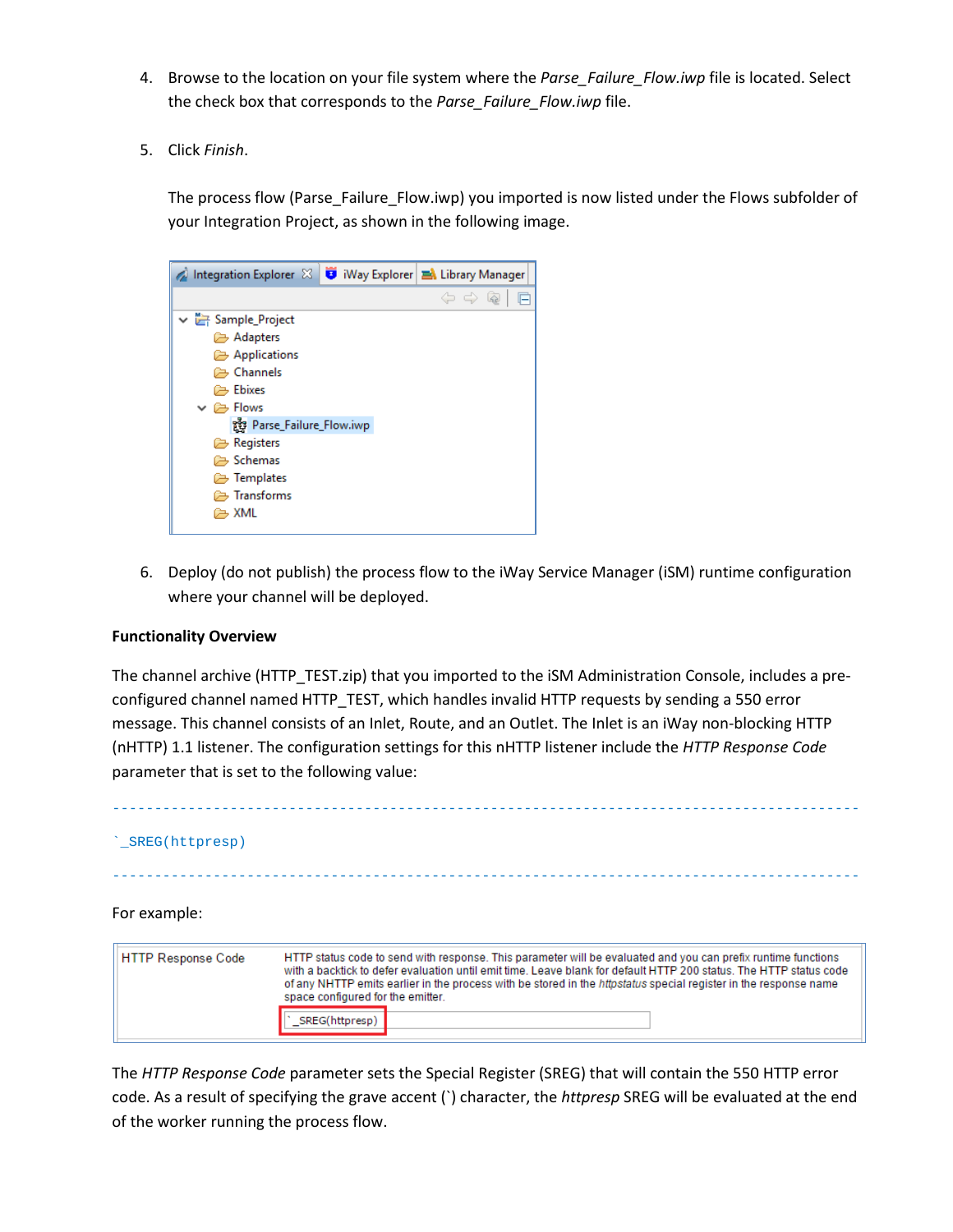4. Browse to the location on your file system where the *Parse_Failure_Flow.iwp* file is located. Select the check box that corresponds to the *Parse_Failure_Flow.iwp* file.

5. Click *Finish*.

   The process flow (Parse_Failure_Flow.iwp) you imported is now listed under the Flows subfolder of your Integration Project, as shown in the following image.

6. Deploy (do not publish) the process flow to the iWay Service Manager (iSM) runtime configuration where your channel will be deployed.

**Functionality Overview**

The channel archive (HTTP_TEST.zip) that you imported to the iSM Administration Console, includes a pre-configured channel named HTTP_TEST, which handles invalid HTTP requests by sending a 550 error message. This channel consists of an Inlet, Route, and an Outlet. The Inlet is an iWay non-blocking HTTP (nHTTP) 1.1 listener. The configuration settings for this nHTTP listener include the *HTTP Response Code* parameter that is set to the following value:

```
`_SREG(httpresp)
```

For example:

| HTTP Response Code | HTTP status code to send with response. This parameter will be evaluated and you can prefix runtime functions with a backtick to defer evaluation until emit time. Leave blank for default HTTP 200 status. The HTTP status code of any NHTTP emits earlier in the process with be stored in the *httpstatus* special register in the response name space configured for the emitter. `_SREG(httpresp) |
|---|---|

The *HTTP Response Code* parameter sets the Special Register (SREG) that will contain the 550 HTTP error code. As a result of specifying the grave accent (`) character, the *httpresp* SREG will be evaluated at the end of the worker running the process flow.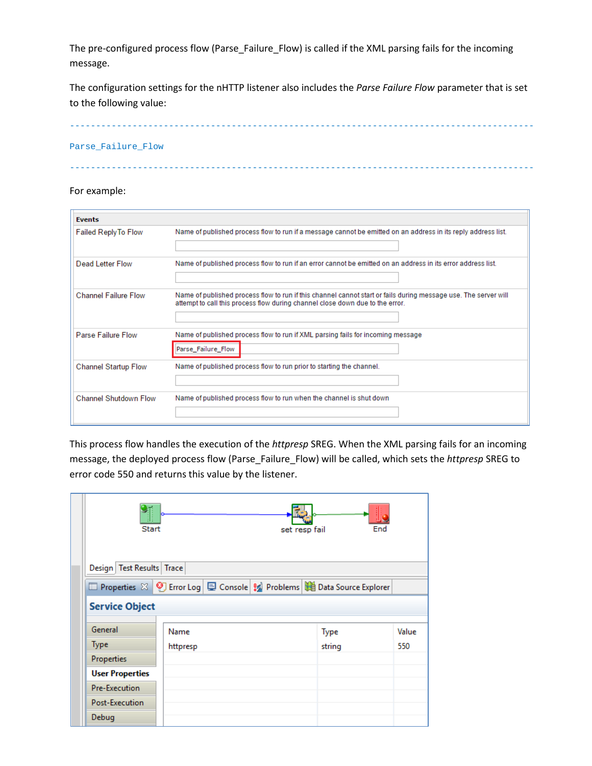The pre-configured process flow (Parse_Failure_Flow) is called if the XML parsing fails for the incoming message.

The configuration settings for the nHTTP listener also includes the *Parse Failure Flow* parameter that is set to the following value:

```
Parse_Failure_Flow
```

For example:

| Events | |
|---|---|
| Failed ReplyTo Flow | Name of published process flow to run if a message cannot be emitted on an address in its reply address list. |
| Dead Letter Flow | Name of published process flow to run if an error cannot be emitted on an address in its error address list. |
| Channel Failure Flow | Name of published process flow to run if this channel cannot start or fails during message use. The server will attempt to call this process flow during channel close down due to the error. |
| Parse Failure Flow | Name of published process flow to run if XML parsing fails for incoming message<br>Parse_Failure_Flow |
| Channel Startup Flow | Name of published process flow to run prior to starting the channel. |
| Channel Shutdown Flow | Name of published process flow to run when the channel is shut down |

This process flow handles the execution of the *httpresp* SREG. When the XML parsing fails for an incoming message, the deployed process flow (Parse_Failure_Flow) will be called, which sets the *httpresp* SREG to error code 550 and returns this value by the listener.

Start
set resp fail
End

Design | Test Results | Trace

Properties | Error Log | Console | Problems | Data Source Explorer

Service Object

General
Type
Properties
User Properties
Pre-Execution
Post-Execution
Debug

| Name | Type | Value |
|---|---|---|
| httpresp | string | 550 |